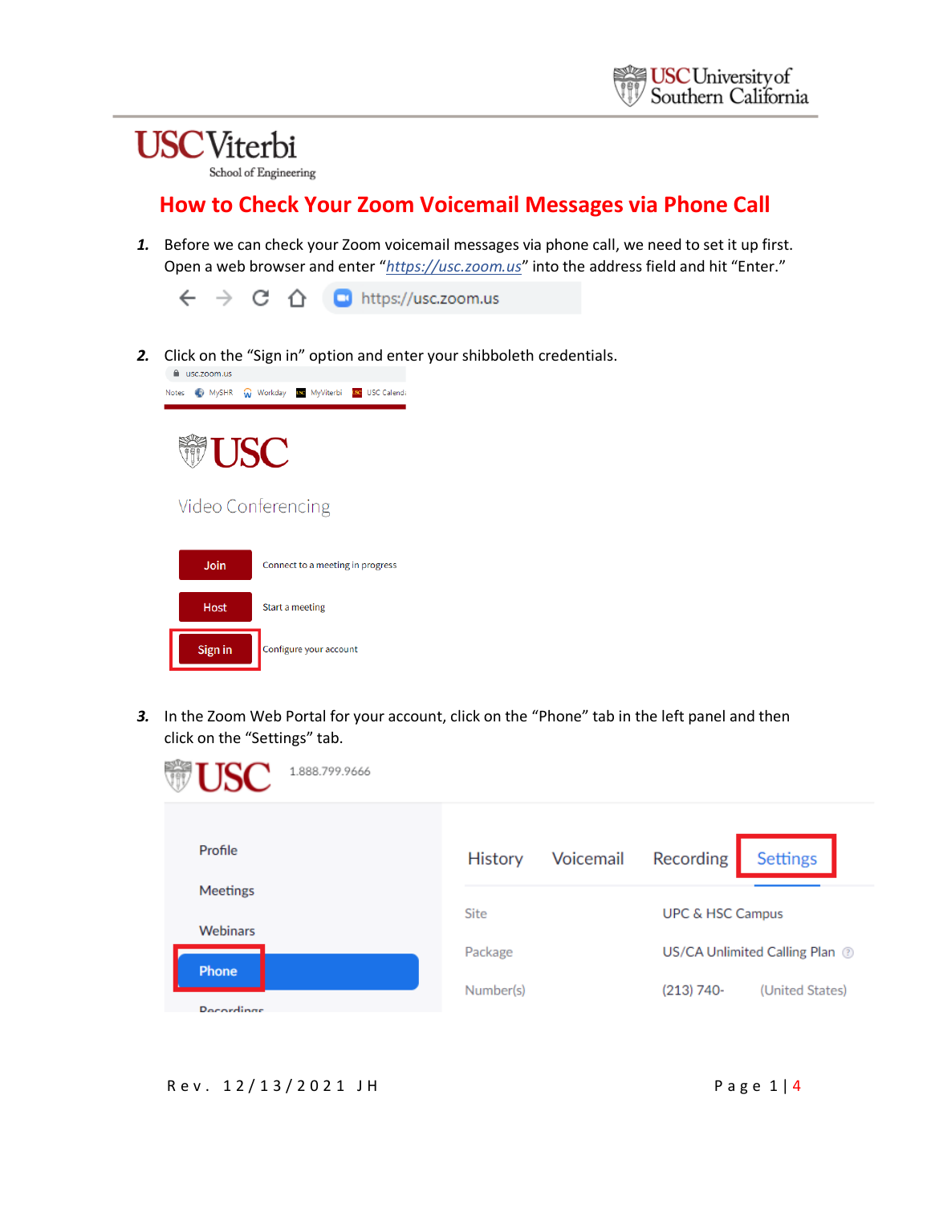# How to Check Your Zoom Voicemail Messages via Phone Call

1. Before we can check your Zoom voicemail messages via phone call, we need to set it up first. Open a web browser and enter "*https://usc.zoom.us*" into the address field and hit "Enter."

2. Click on the "Sign in" option and enter your shibboleth credentials.

3. In the Zoom Web Portal for your account, click on the "Phone" tab in the left panel and then click on the "Settings" tab.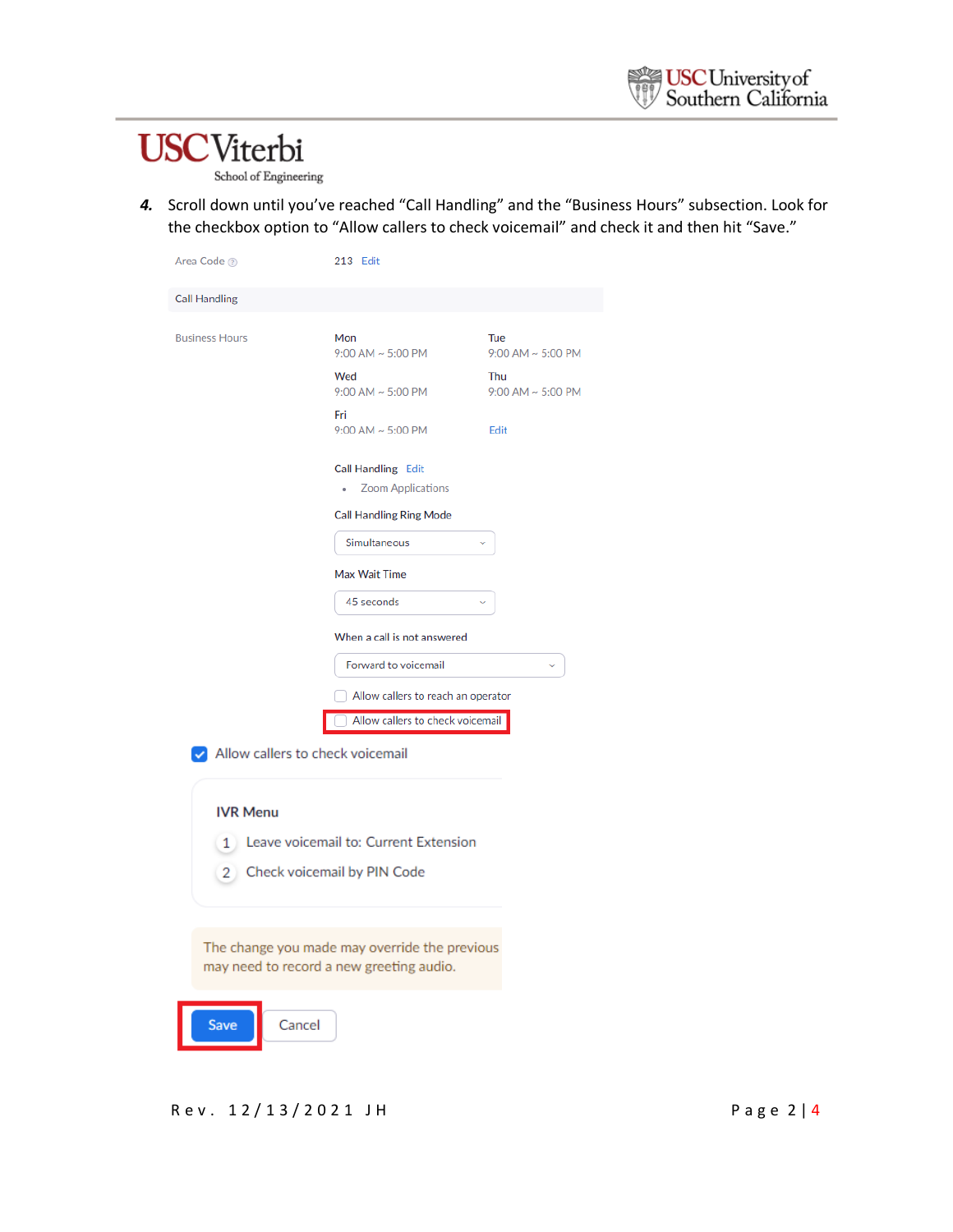4. Scroll down until you've reached "Call Handling" and the "Business Hours" subsection. Look for the checkbox option to "Allow callers to check voicemail" and check it and then hit "Save."

Area Code 213 Edit

Call Handling

Business Hours

| Mon | Tue |
|---|---|
| 9:00 AM ~ 5:00 PM | 9:00 AM ~ 5:00 PM |
| Wed | Thu |
| 9:00 AM ~ 5:00 PM | 9:00 AM ~ 5:00 PM |
| Fri | |
| 9:00 AM ~ 5:00 PM | Edit |

Call Handling Edit

- Zoom Applications

Call Handling Ring Mode

Simultaneous

Max Wait Time

45 seconds

When a call is not answered

Forward to voicemail

- [ ] Allow callers to reach an operator
- [ ] Allow callers to check voicemail

- [x] Allow callers to check voicemail

IVR Menu

1 Leave voicemail to: Current Extension

2 Check voicemail by PIN Code

The change you made may override the previous may need to record a new greeting audio.

Save Cancel

Rev. 12/13/2021 JH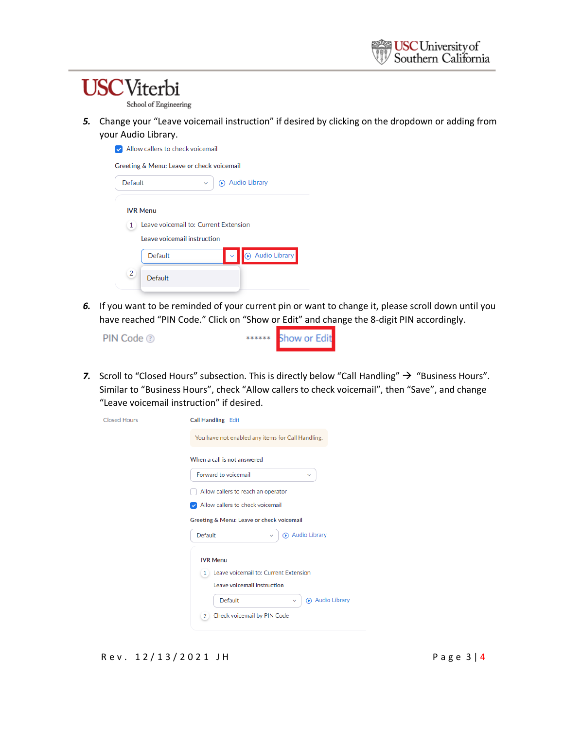5. Change your "Leave voicemail instruction" if desired by clicking on the dropdown or adding from your Audio Library.

   Allow callers to check voicemail

   Greeting & Menu: Leave or check voicemail

   Default | Audio Library

   IVR Menu

   1 Leave voicemail to: Current Extension

   Leave voicemail instruction

   Default | Audio Library

   2 Default

6. If you want to be reminded of your current pin or want to change it, please scroll down until you have reached "PIN Code." Click on "Show or Edit" and change the 8-digit PIN accordingly.

   PIN Code ****** Show or Edit

7. Scroll to "Closed Hours" subsection. This is directly below "Call Handling" → "Business Hours". Similar to "Business Hours", check "Allow callers to check voicemail", then "Save", and change "Leave voicemail instruction" if desired.

   Closed Hours

   Call Handling Edit

   You have not enabled any items for Call Handling.

   When a call is not answered

   Forward to voicemail

   Allow callers to reach an operator

   Allow callers to check voicemail

   Greeting & Menu: Leave or check voicemail

   Default | Audio Library

   IVR Menu

   1 Leave voicemail to: Current Extension

   Leave voicemail instruction

   Default | Audio Library

   2 Check voicemail by PIN Code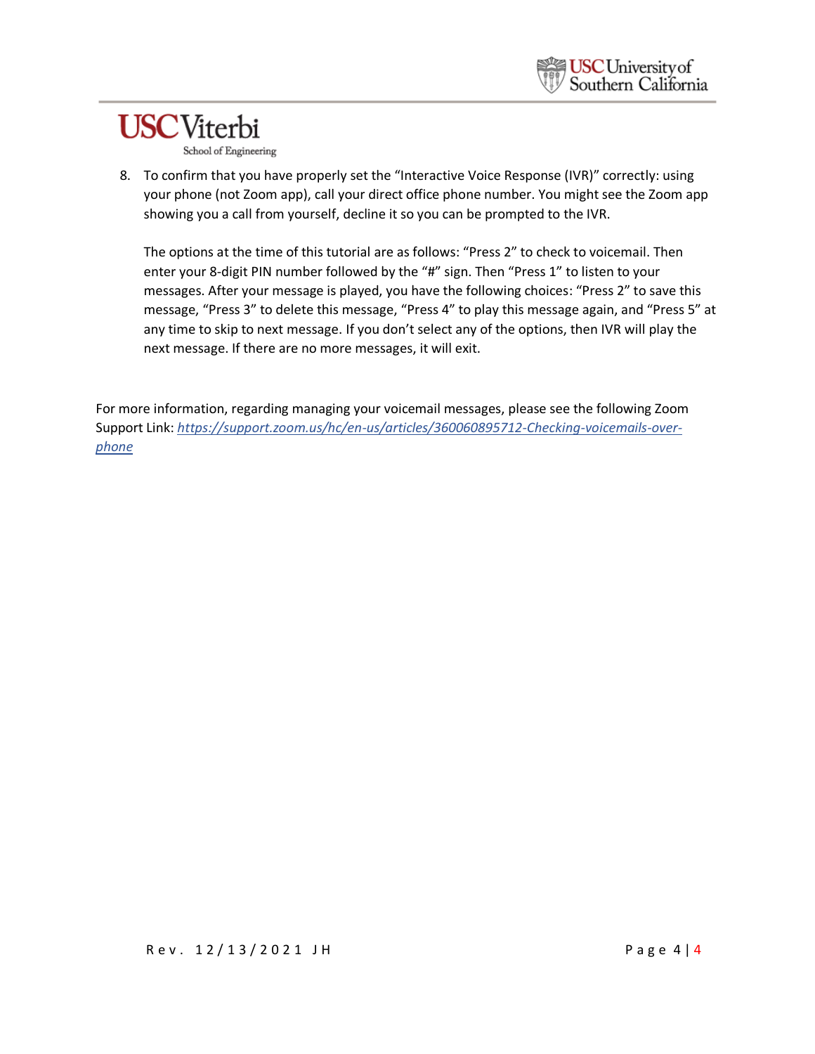8. To confirm that you have properly set the "Interactive Voice Response (IVR)" correctly: using your phone (not Zoom app), call your direct office phone number. You might see the Zoom app showing you a call from yourself, decline it so you can be prompted to the IVR.

   The options at the time of this tutorial are as follows: "Press 2" to check to voicemail. Then enter your 8-digit PIN number followed by the "#" sign. Then "Press 1" to listen to your messages. After your message is played, you have the following choices: "Press 2" to save this message, "Press 3" to delete this message, "Press 4" to play this message again, and "Press 5" at any time to skip to next message. If you don't select any of the options, then IVR will play the next message. If there are no more messages, it will exit.

For more information, regarding managing your voicemail messages, please see the following Zoom Support Link: *https://support.zoom.us/hc/en-us/articles/360060895712-Checking-voicemails-over-phone*